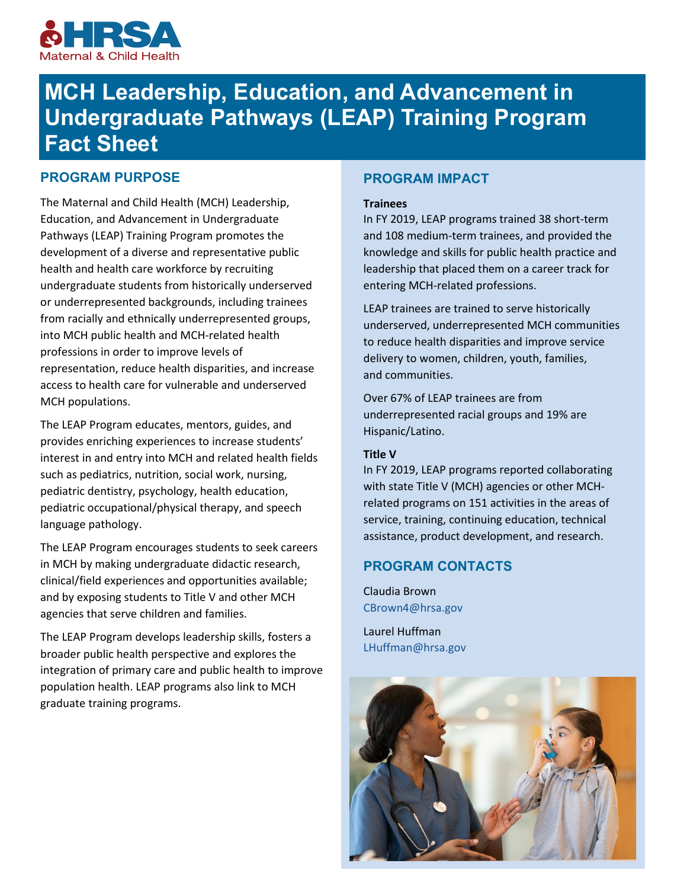HRSA Maternal & Child Health

# MCH Leadership, Education, and Advancement in Undergraduate Pathways (LEAP) Training Program Fact Sheet

## PROGRAM PURPOSE

The Maternal and Child Health (MCH) Leadership, Education, and Advancement in Undergraduate Pathways (LEAP) Training Program promotes the development of a diverse and representative public health and health care workforce by recruiting undergraduate students from historically underserved or underrepresented backgrounds, including trainees from racially and ethnically underrepresented groups, into MCH public health and MCH-related health professions in order to improve levels of representation, reduce health disparities, and increase access to health care for vulnerable and underserved MCH populations.

The LEAP Program educates, mentors, guides, and provides enriching experiences to increase students' interest in and entry into MCH and related health fields such as pediatrics, nutrition, social work, nursing, pediatric dentistry, psychology, health education, pediatric occupational/physical therapy, and speech language pathology.

The LEAP Program encourages students to seek careers in MCH by making undergraduate didactic research, clinical/field experiences and opportunities available; and by exposing students to Title V and other MCH agencies that serve children and families.

The LEAP Program develops leadership skills, fosters a broader public health perspective and explores the integration of primary care and public health to improve population health. LEAP programs also link to MCH graduate training programs.

## PROGRAM IMPACT

**Trainees**

In FY 2019, LEAP programs trained 38 short-term and 108 medium-term trainees, and provided the knowledge and skills for public health practice and leadership that placed them on a career track for entering MCH-related professions.

LEAP trainees are trained to serve historically underserved, underrepresented MCH communities to reduce health disparities and improve service delivery to women, children, youth, families, and communities.

Over 67% of LEAP trainees are from underrepresented racial groups and 19% are Hispanic/Latino.

**Title V**

In FY 2019, LEAP programs reported collaborating with state Title V (MCH) agencies or other MCH-related programs on 151 activities in the areas of service, training, continuing education, technical assistance, product development, and research.

## PROGRAM CONTACTS

Claudia Brown
CBrown4@hrsa.gov

Laurel Huffman
LHuffman@hrsa.gov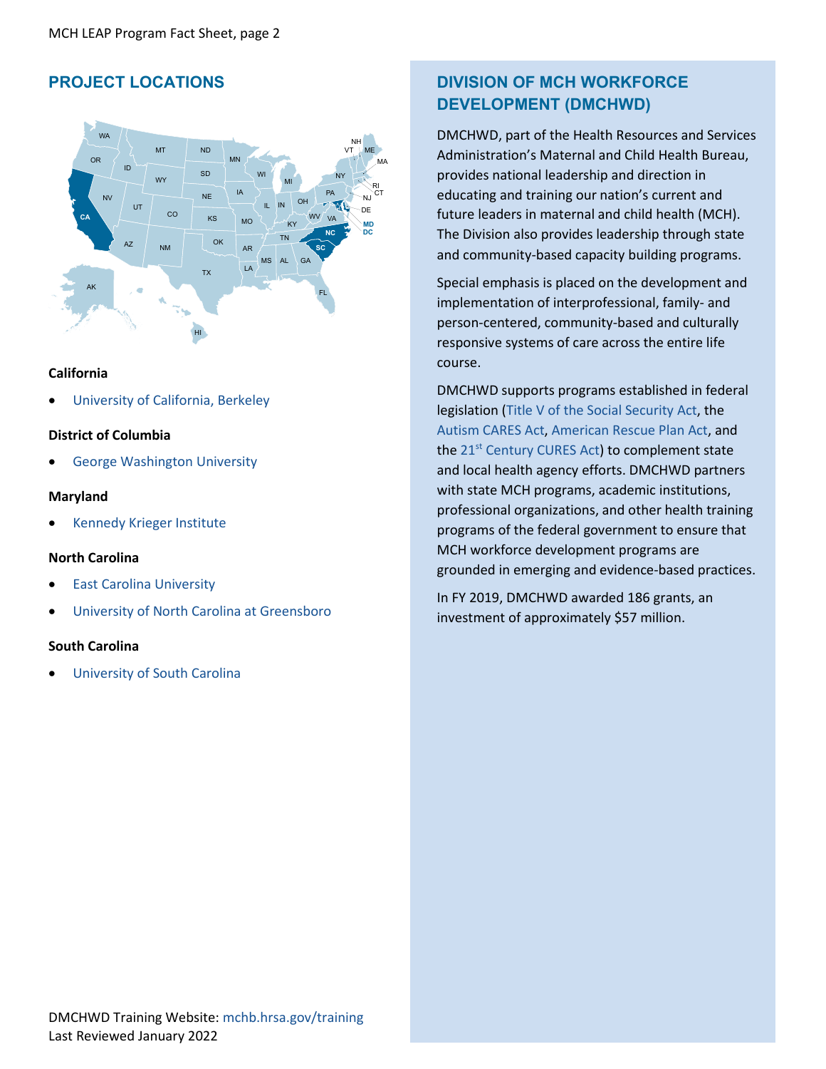## PROJECT LOCATIONS

**California**

- University of California, Berkeley

**District of Columbia**

- George Washington University

**Maryland**

- Kennedy Krieger Institute

**North Carolina**

- East Carolina University
- University of North Carolina at Greensboro

**South Carolina**

- University of South Carolina

## DIVISION OF MCH WORKFORCE DEVELOPMENT (DMCHWD)

DMCHWD, part of the Health Resources and Services Administration's Maternal and Child Health Bureau, provides national leadership and direction in educating and training our nation's current and future leaders in maternal and child health (MCH). The Division also provides leadership through state and community-based capacity building programs.

Special emphasis is placed on the development and implementation of interprofessional, family- and person-centered, community-based and culturally responsive systems of care across the entire life course.

DMCHWD supports programs established in federal legislation (Title V of the Social Security Act, the Autism CARES Act, American Rescue Plan Act, and the 21st Century CURES Act) to complement state and local health agency efforts. DMCHWD partners with state MCH programs, academic institutions, professional organizations, and other health training programs of the federal government to ensure that MCH workforce development programs are grounded in emerging and evidence-based practices.

In FY 2019, DMCHWD awarded 186 grants, an investment of approximately $57 million.

DMCHWD Training Website: mchb.hrsa.gov/training
Last Reviewed January 2022